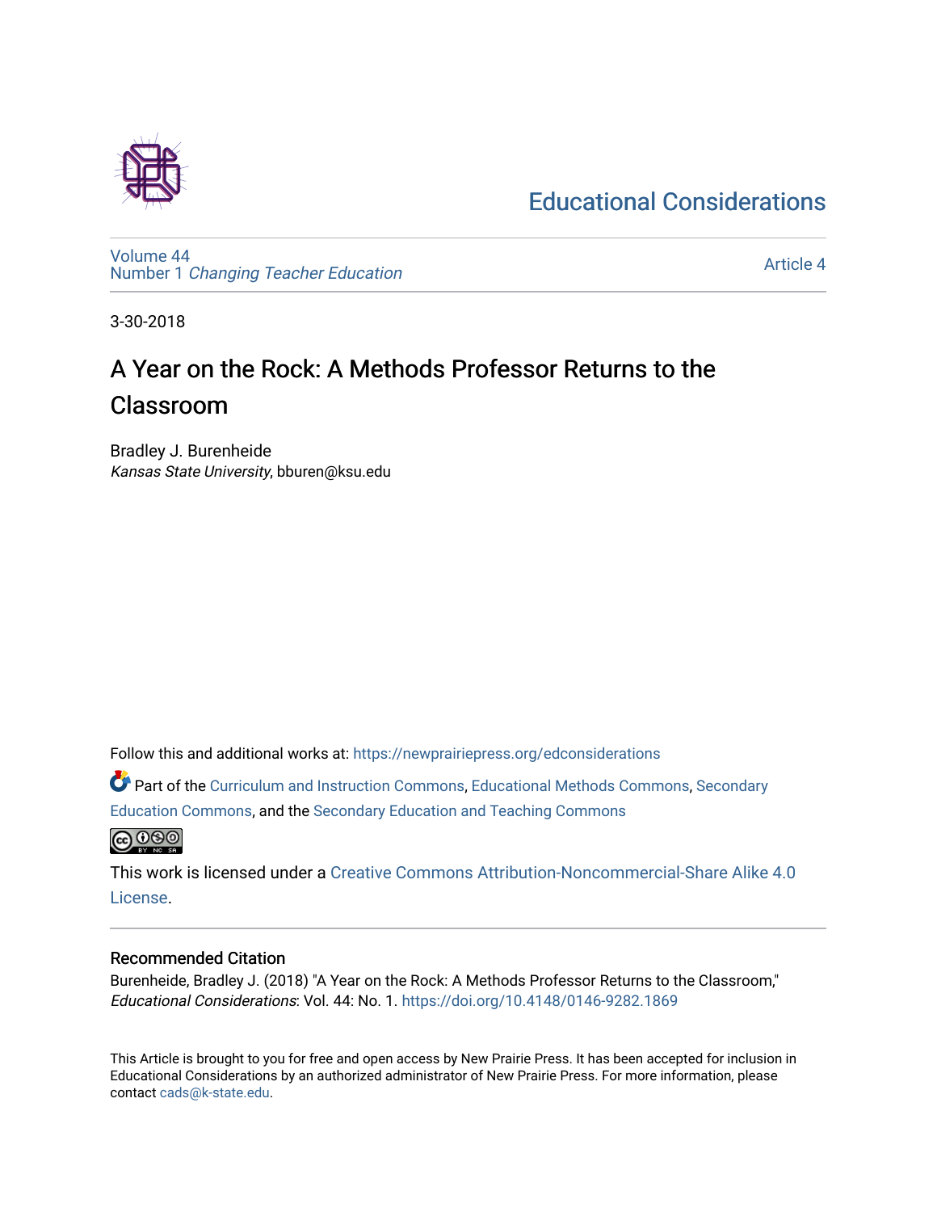# Educational Considerations

Volume 44
Number 1 *Changing Teacher Education*

Article 4

3-30-2018

## A Year on the Rock: A Methods Professor Returns to the Classroom

Bradley J. Burenheide
*Kansas State University*, bburen@ksu.edu

Follow this and additional works at: https://newprairiepress.org/edconsiderations

Part of the Curriculum and Instruction Commons, Educational Methods Commons, Secondary Education Commons, and the Secondary Education and Teaching Commons

This work is licensed under a Creative Commons Attribution-Noncommercial-Share Alike 4.0 License.

### Recommended Citation

Burenheide, Bradley J. (2018) "A Year on the Rock: A Methods Professor Returns to the Classroom," *Educational Considerations*: Vol. 44: No. 1. https://doi.org/10.4148/0146-9282.1869

This Article is brought to you for free and open access by New Prairie Press. It has been accepted for inclusion in Educational Considerations by an authorized administrator of New Prairie Press. For more information, please contact cads@k-state.edu.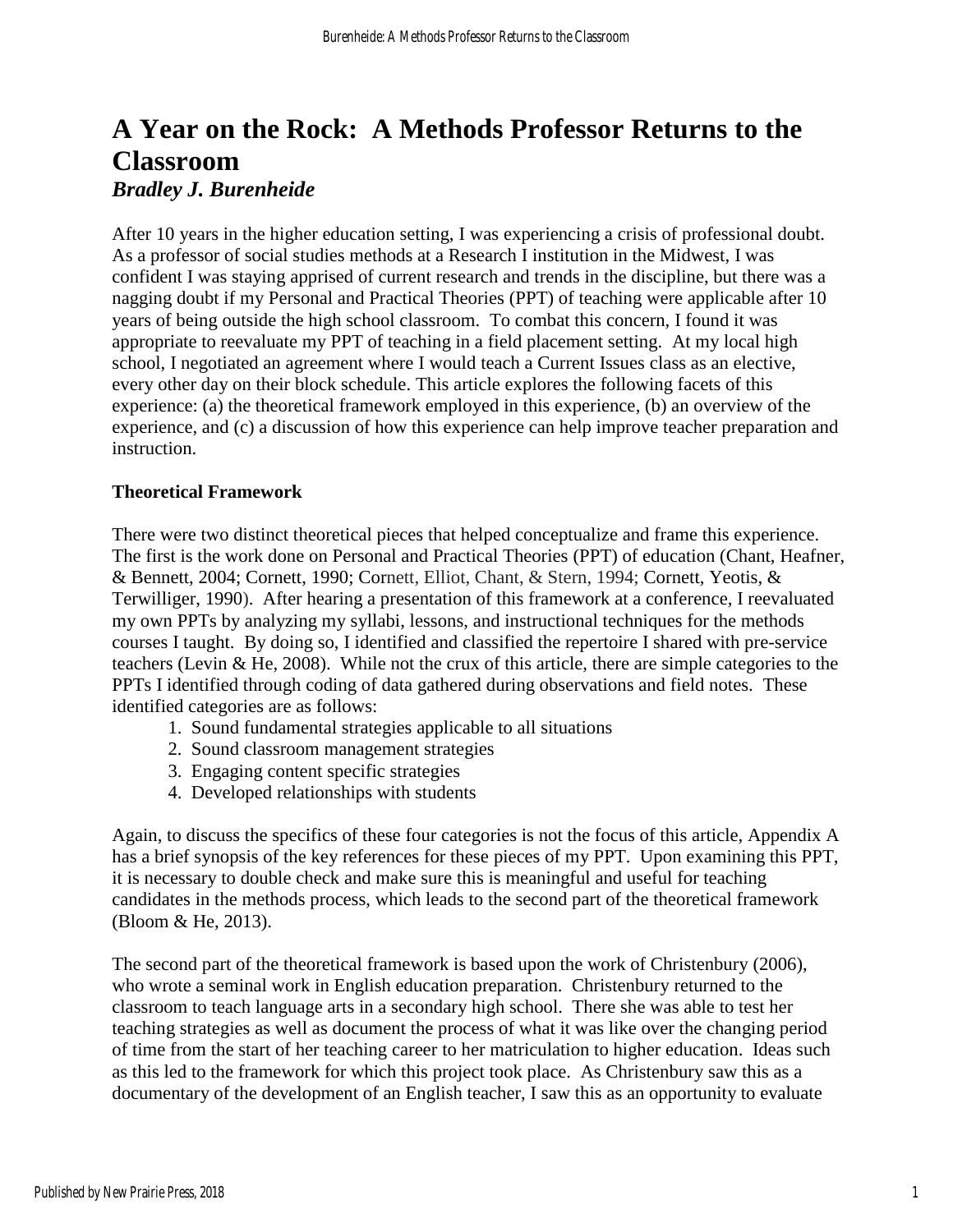# A Year on the Rock: A Methods Professor Returns to the Classroom

***Bradley J. Burenheide***

After 10 years in the higher education setting, I was experiencing a crisis of professional doubt. As a professor of social studies methods at a Research I institution in the Midwest, I was confident I was staying apprised of current research and trends in the discipline, but there was a nagging doubt if my Personal and Practical Theories (PPT) of teaching were applicable after 10 years of being outside the high school classroom. To combat this concern, I found it was appropriate to reevaluate my PPT of teaching in a field placement setting. At my local high school, I negotiated an agreement where I would teach a Current Issues class as an elective, every other day on their block schedule. This article explores the following facets of this experience: (a) the theoretical framework employed in this experience, (b) an overview of the experience, and (c) a discussion of how this experience can help improve teacher preparation and instruction.

**Theoretical Framework**

There were two distinct theoretical pieces that helped conceptualize and frame this experience. The first is the work done on Personal and Practical Theories (PPT) of education (Chant, Heafner, & Bennett, 2004; Cornett, 1990; Cornett, Elliot, Chant, & Stern, 1994; Cornett, Yeotis, & Terwilliger, 1990). After hearing a presentation of this framework at a conference, I reevaluated my own PPTs by analyzing my syllabi, lessons, and instructional techniques for the methods courses I taught. By doing so, I identified and classified the repertoire I shared with pre-service teachers (Levin & He, 2008). While not the crux of this article, there are simple categories to the PPTs I identified through coding of data gathered during observations and field notes. These identified categories are as follows:

1. Sound fundamental strategies applicable to all situations
2. Sound classroom management strategies
3. Engaging content specific strategies
4. Developed relationships with students

Again, to discuss the specifics of these four categories is not the focus of this article, Appendix A has a brief synopsis of the key references for these pieces of my PPT. Upon examining this PPT, it is necessary to double check and make sure this is meaningful and useful for teaching candidates in the methods process, which leads to the second part of the theoretical framework (Bloom & He, 2013).

The second part of the theoretical framework is based upon the work of Christenbury (2006), who wrote a seminal work in English education preparation. Christenbury returned to the classroom to teach language arts in a secondary high school. There she was able to test her teaching strategies as well as document the process of what it was like over the changing period of time from the start of her teaching career to her matriculation to higher education. Ideas such as this led to the framework for which this project took place. As Christenbury saw this as a documentary of the development of an English teacher, I saw this as an opportunity to evaluate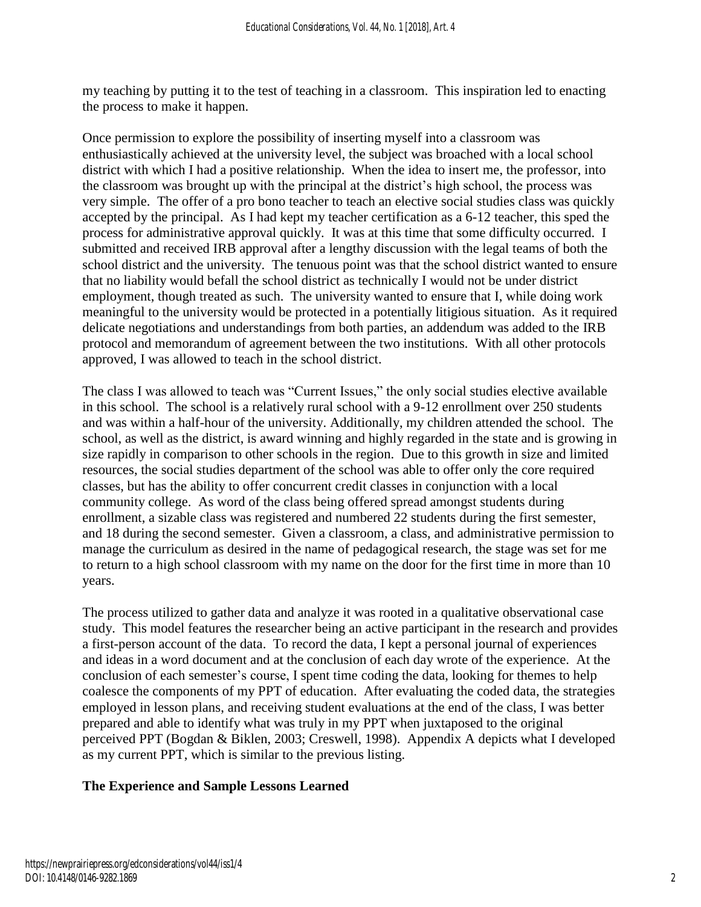my teaching by putting it to the test of teaching in a classroom. This inspiration led to enacting the process to make it happen.

Once permission to explore the possibility of inserting myself into a classroom was enthusiastically achieved at the university level, the subject was broached with a local school district with which I had a positive relationship. When the idea to insert me, the professor, into the classroom was brought up with the principal at the district's high school, the process was very simple. The offer of a pro bono teacher to teach an elective social studies class was quickly accepted by the principal. As I had kept my teacher certification as a 6-12 teacher, this sped the process for administrative approval quickly. It was at this time that some difficulty occurred. I submitted and received IRB approval after a lengthy discussion with the legal teams of both the school district and the university. The tenuous point was that the school district wanted to ensure that no liability would befall the school district as technically I would not be under district employment, though treated as such. The university wanted to ensure that I, while doing work meaningful to the university would be protected in a potentially litigious situation. As it required delicate negotiations and understandings from both parties, an addendum was added to the IRB protocol and memorandum of agreement between the two institutions. With all other protocols approved, I was allowed to teach in the school district.

The class I was allowed to teach was "Current Issues," the only social studies elective available in this school. The school is a relatively rural school with a 9-12 enrollment over 250 students and was within a half-hour of the university. Additionally, my children attended the school. The school, as well as the district, is award winning and highly regarded in the state and is growing in size rapidly in comparison to other schools in the region. Due to this growth in size and limited resources, the social studies department of the school was able to offer only the core required classes, but has the ability to offer concurrent credit classes in conjunction with a local community college. As word of the class being offered spread amongst students during enrollment, a sizable class was registered and numbered 22 students during the first semester, and 18 during the second semester. Given a classroom, a class, and administrative permission to manage the curriculum as desired in the name of pedagogical research, the stage was set for me to return to a high school classroom with my name on the door for the first time in more than 10 years.

The process utilized to gather data and analyze it was rooted in a qualitative observational case study. This model features the researcher being an active participant in the research and provides a first-person account of the data. To record the data, I kept a personal journal of experiences and ideas in a word document and at the conclusion of each day wrote of the experience. At the conclusion of each semester's course, I spent time coding the data, looking for themes to help coalesce the components of my PPT of education. After evaluating the coded data, the strategies employed in lesson plans, and receiving student evaluations at the end of the class, I was better prepared and able to identify what was truly in my PPT when juxtaposed to the original perceived PPT (Bogdan & Biklen, 2003; Creswell, 1998). Appendix A depicts what I developed as my current PPT, which is similar to the previous listing.

## The Experience and Sample Lessons Learned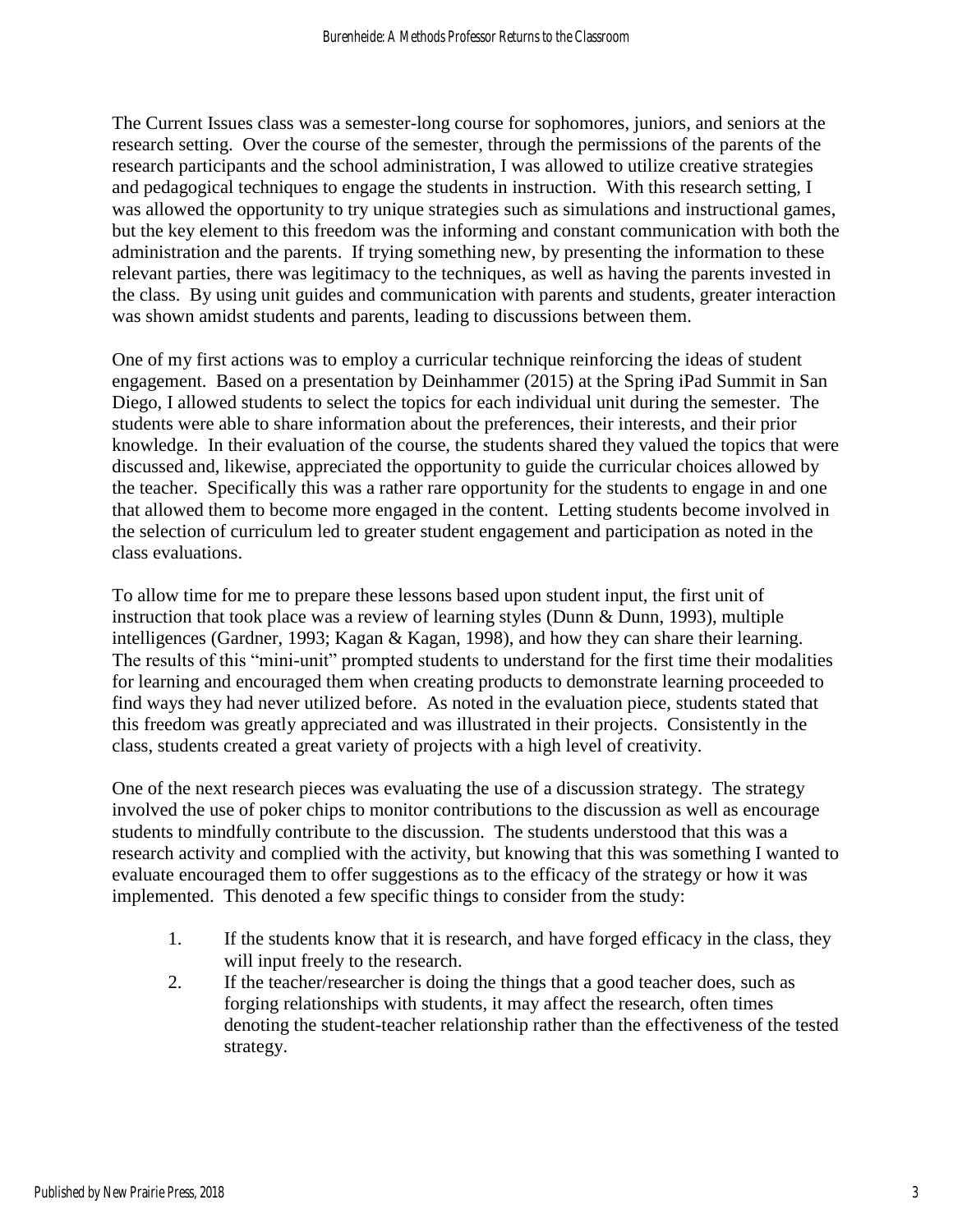The Current Issues class was a semester-long course for sophomores, juniors, and seniors at the research setting. Over the course of the semester, through the permissions of the parents of the research participants and the school administration, I was allowed to utilize creative strategies and pedagogical techniques to engage the students in instruction. With this research setting, I was allowed the opportunity to try unique strategies such as simulations and instructional games, but the key element to this freedom was the informing and constant communication with both the administration and the parents. If trying something new, by presenting the information to these relevant parties, there was legitimacy to the techniques, as well as having the parents invested in the class. By using unit guides and communication with parents and students, greater interaction was shown amidst students and parents, leading to discussions between them.

One of my first actions was to employ a curricular technique reinforcing the ideas of student engagement. Based on a presentation by Deinhammer (2015) at the Spring iPad Summit in San Diego, I allowed students to select the topics for each individual unit during the semester. The students were able to share information about the preferences, their interests, and their prior knowledge. In their evaluation of the course, the students shared they valued the topics that were discussed and, likewise, appreciated the opportunity to guide the curricular choices allowed by the teacher. Specifically this was a rather rare opportunity for the students to engage in and one that allowed them to become more engaged in the content. Letting students become involved in the selection of curriculum led to greater student engagement and participation as noted in the class evaluations.

To allow time for me to prepare these lessons based upon student input, the first unit of instruction that took place was a review of learning styles (Dunn & Dunn, 1993), multiple intelligences (Gardner, 1993; Kagan & Kagan, 1998), and how they can share their learning. The results of this "mini-unit" prompted students to understand for the first time their modalities for learning and encouraged them when creating products to demonstrate learning proceeded to find ways they had never utilized before. As noted in the evaluation piece, students stated that this freedom was greatly appreciated and was illustrated in their projects. Consistently in the class, students created a great variety of projects with a high level of creativity.

One of the next research pieces was evaluating the use of a discussion strategy. The strategy involved the use of poker chips to monitor contributions to the discussion as well as encourage students to mindfully contribute to the discussion. The students understood that this was a research activity and complied with the activity, but knowing that this was something I wanted to evaluate encouraged them to offer suggestions as to the efficacy of the strategy or how it was implemented. This denoted a few specific things to consider from the study:

1. If the students know that it is research, and have forged efficacy in the class, they will input freely to the research.
2. If the teacher/researcher is doing the things that a good teacher does, such as forging relationships with students, it may affect the research, often times denoting the student-teacher relationship rather than the effectiveness of the tested strategy.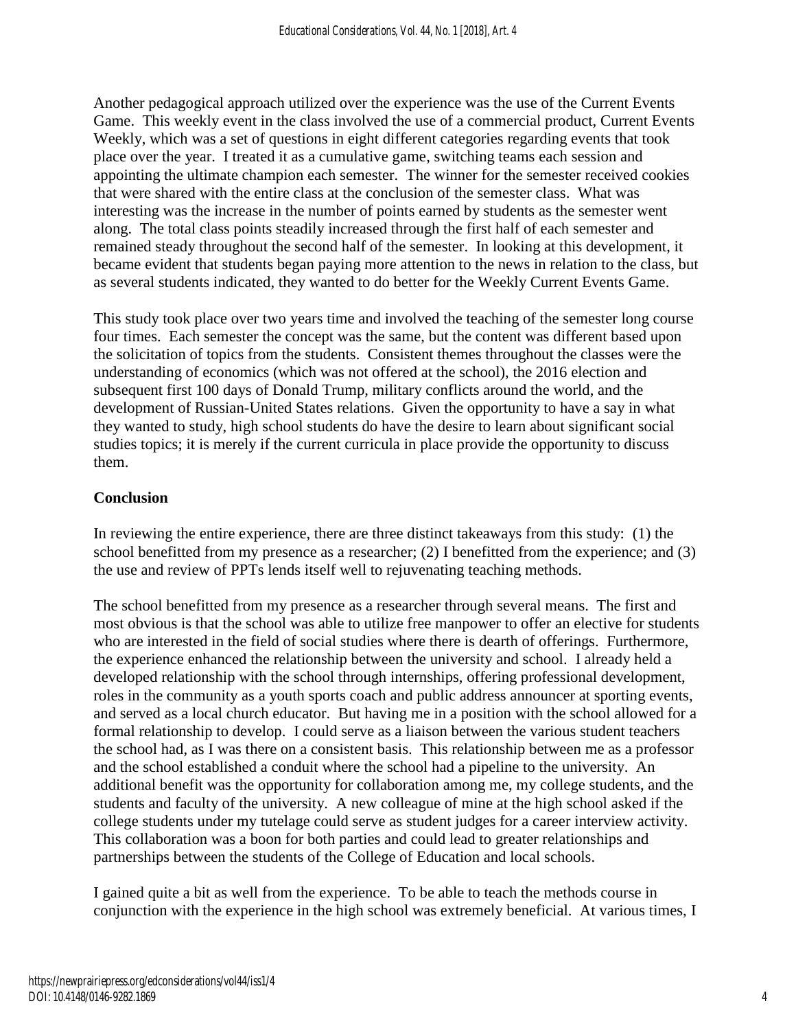Another pedagogical approach utilized over the experience was the use of the Current Events Game. This weekly event in the class involved the use of a commercial product, Current Events Weekly, which was a set of questions in eight different categories regarding events that took place over the year. I treated it as a cumulative game, switching teams each session and appointing the ultimate champion each semester. The winner for the semester received cookies that were shared with the entire class at the conclusion of the semester class. What was interesting was the increase in the number of points earned by students as the semester went along. The total class points steadily increased through the first half of each semester and remained steady throughout the second half of the semester. In looking at this development, it became evident that students began paying more attention to the news in relation to the class, but as several students indicated, they wanted to do better for the Weekly Current Events Game.

This study took place over two years time and involved the teaching of the semester long course four times. Each semester the concept was the same, but the content was different based upon the solicitation of topics from the students. Consistent themes throughout the classes were the understanding of economics (which was not offered at the school), the 2016 election and subsequent first 100 days of Donald Trump, military conflicts around the world, and the development of Russian-United States relations. Given the opportunity to have a say in what they wanted to study, high school students do have the desire to learn about significant social studies topics; it is merely if the current curricula in place provide the opportunity to discuss them.

## Conclusion

In reviewing the entire experience, there are three distinct takeaways from this study: (1) the school benefitted from my presence as a researcher; (2) I benefitted from the experience; and (3) the use and review of PPTs lends itself well to rejuvenating teaching methods.

The school benefitted from my presence as a researcher through several means. The first and most obvious is that the school was able to utilize free manpower to offer an elective for students who are interested in the field of social studies where there is dearth of offerings. Furthermore, the experience enhanced the relationship between the university and school. I already held a developed relationship with the school through internships, offering professional development, roles in the community as a youth sports coach and public address announcer at sporting events, and served as a local church educator. But having me in a position with the school allowed for a formal relationship to develop. I could serve as a liaison between the various student teachers the school had, as I was there on a consistent basis. This relationship between me as a professor and the school established a conduit where the school had a pipeline to the university. An additional benefit was the opportunity for collaboration among me, my college students, and the students and faculty of the university. A new colleague of mine at the high school asked if the college students under my tutelage could serve as student judges for a career interview activity. This collaboration was a boon for both parties and could lead to greater relationships and partnerships between the students of the College of Education and local schools.

I gained quite a bit as well from the experience. To be able to teach the methods course in conjunction with the experience in the high school was extremely beneficial. At various times, I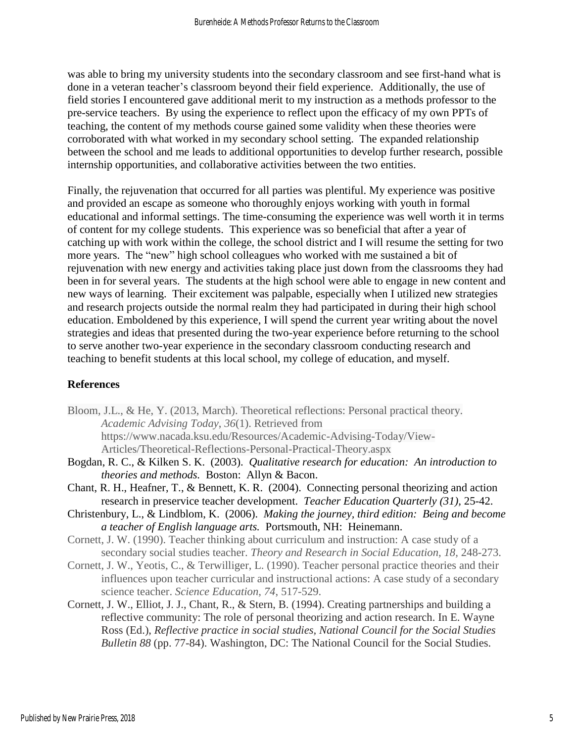was able to bring my university students into the secondary classroom and see first-hand what is done in a veteran teacher's classroom beyond their field experience. Additionally, the use of field stories I encountered gave additional merit to my instruction as a methods professor to the pre-service teachers. By using the experience to reflect upon the efficacy of my own PPTs of teaching, the content of my methods course gained some validity when these theories were corroborated with what worked in my secondary school setting. The expanded relationship between the school and me leads to additional opportunities to develop further research, possible internship opportunities, and collaborative activities between the two entities.

Finally, the rejuvenation that occurred for all parties was plentiful. My experience was positive and provided an escape as someone who thoroughly enjoys working with youth in formal educational and informal settings. The time-consuming the experience was well worth it in terms of content for my college students. This experience was so beneficial that after a year of catching up with work within the college, the school district and I will resume the setting for two more years. The "new" high school colleagues who worked with me sustained a bit of rejuvenation with new energy and activities taking place just down from the classrooms they had been in for several years. The students at the high school were able to engage in new content and new ways of learning. Their excitement was palpable, especially when I utilized new strategies and research projects outside the normal realm they had participated in during their high school education. Emboldened by this experience, I will spend the current year writing about the novel strategies and ideas that presented during the two-year experience before returning to the school to serve another two-year experience in the secondary classroom conducting research and teaching to benefit students at this local school, my college of education, and myself.

## References

Bloom, J.L., & He, Y. (2013, March). Theoretical reflections: Personal practical theory. *Academic Advising Today*, *36*(1). Retrieved from https://www.nacada.ksu.edu/Resources/Academic-Advising-Today/View-Articles/Theoretical-Reflections-Personal-Practical-Theory.aspx

Bogdan, R. C., & Kilken S. K. (2003). *Qualitative research for education: An introduction to theories and methods.* Boston: Allyn & Bacon.

Chant, R. H., Heafner, T., & Bennett, K. R. (2004). Connecting personal theorizing and action research in preservice teacher development. *Teacher Education Quarterly (31),* 25-42.

Christenbury, L., & Lindblom, K. (2006). *Making the journey, third edition: Being and become a teacher of English language arts.* Portsmouth, NH: Heinemann.

Cornett, J. W. (1990). Teacher thinking about curriculum and instruction: A case study of a secondary social studies teacher. *Theory and Research in Social Education, 18,* 248-273.

Cornett, J. W., Yeotis, C., & Terwilliger, L. (1990). Teacher personal practice theories and their influences upon teacher curricular and instructional actions: A case study of a secondary science teacher. *Science Education, 74*, 517-529.

Cornett, J. W., Elliot, J. J., Chant, R., & Stern, B. (1994). Creating partnerships and building a reflective community: The role of personal theorizing and action research. In E. Wayne Ross (Ed.), *Reflective practice in social studies, National Council for the Social Studies Bulletin 88* (pp. 77-84). Washington, DC: The National Council for the Social Studies.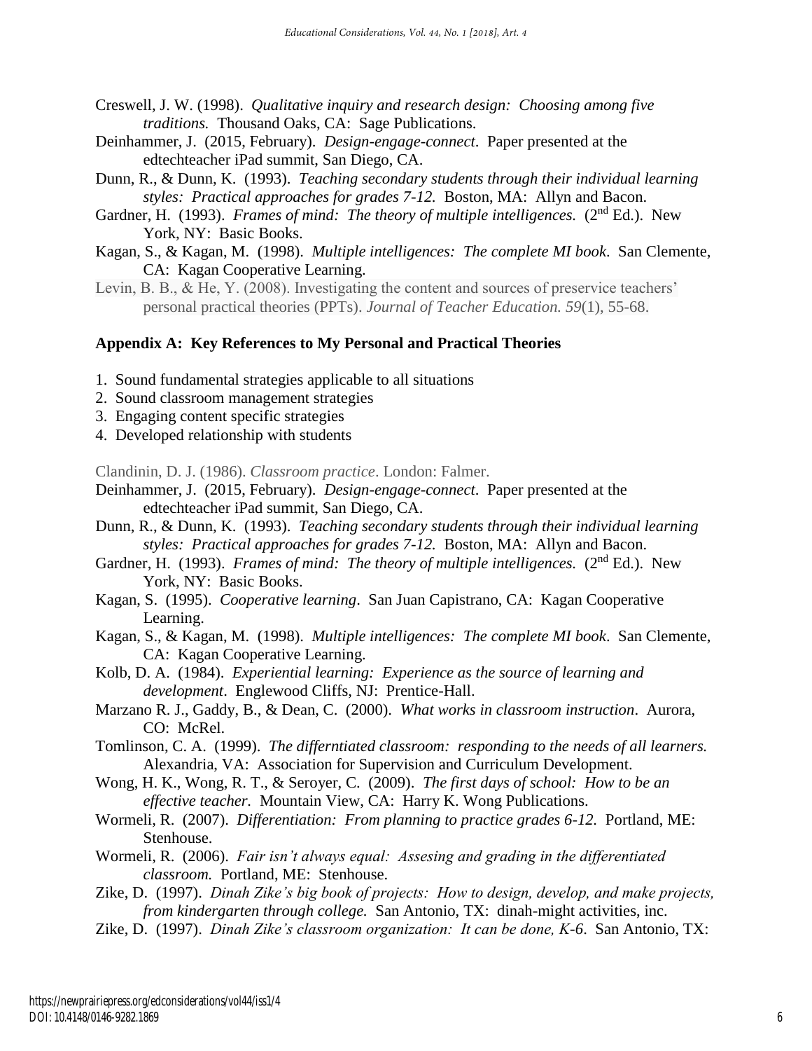Creswell, J. W. (1998). *Qualitative inquiry and research design: Choosing among five traditions.* Thousand Oaks, CA: Sage Publications.

Deinhammer, J. (2015, February). *Design-engage-connect*. Paper presented at the edtechteacher iPad summit, San Diego, CA.

Dunn, R., & Dunn, K. (1993). *Teaching secondary students through their individual learning styles: Practical approaches for grades 7-12.* Boston, MA: Allyn and Bacon.

Gardner, H. (1993). *Frames of mind: The theory of multiple intelligences.* (2nd Ed.). New York, NY: Basic Books.

Kagan, S., & Kagan, M. (1998). *Multiple intelligences: The complete MI book*. San Clemente, CA: Kagan Cooperative Learning.

Levin, B. B., & He, Y. (2008). Investigating the content and sources of preservice teachers' personal practical theories (PPTs). *Journal of Teacher Education. 59*(1), 55-68.

## Appendix A: Key References to My Personal and Practical Theories

1. Sound fundamental strategies applicable to all situations
2. Sound classroom management strategies
3. Engaging content specific strategies
4. Developed relationship with students

Clandinin, D. J. (1986). *Classroom practice*. London: Falmer.

Deinhammer, J. (2015, February). *Design-engage-connect*. Paper presented at the edtechteacher iPad summit, San Diego, CA.

Dunn, R., & Dunn, K. (1993). *Teaching secondary students through their individual learning styles: Practical approaches for grades 7-12.* Boston, MA: Allyn and Bacon.

Gardner, H. (1993). *Frames of mind: The theory of multiple intelligences.* (2nd Ed.). New York, NY: Basic Books.

Kagan, S. (1995). *Cooperative learning*. San Juan Capistrano, CA: Kagan Cooperative Learning.

Kagan, S., & Kagan, M. (1998). *Multiple intelligences: The complete MI book*. San Clemente, CA: Kagan Cooperative Learning.

Kolb, D. A. (1984). *Experiential learning: Experience as the source of learning and development*. Englewood Cliffs, NJ: Prentice-Hall.

Marzano R. J., Gaddy, B., & Dean, C. (2000). *What works in classroom instruction*. Aurora, CO: McRel.

Tomlinson, C. A. (1999). *The differntiated classroom: responding to the needs of all learners.* Alexandria, VA: Association for Supervision and Curriculum Development.

Wong, H. K., Wong, R. T., & Seroyer, C. (2009). *The first days of school: How to be an effective teacher.* Mountain View, CA: Harry K. Wong Publications.

Wormeli, R. (2007). *Differentiation: From planning to practice grades 6-12.* Portland, ME: Stenhouse.

Wormeli, R. (2006). *Fair isn't always equal: Assesing and grading in the differentiated classroom.* Portland, ME: Stenhouse.

Zike, D. (1997). *Dinah Zike's big book of projects: How to design, develop, and make projects, from kindergarten through college.* San Antonio, TX: dinah-might activities, inc.

Zike, D. (1997). *Dinah Zike's classroom organization: It can be done, K-6*. San Antonio, TX: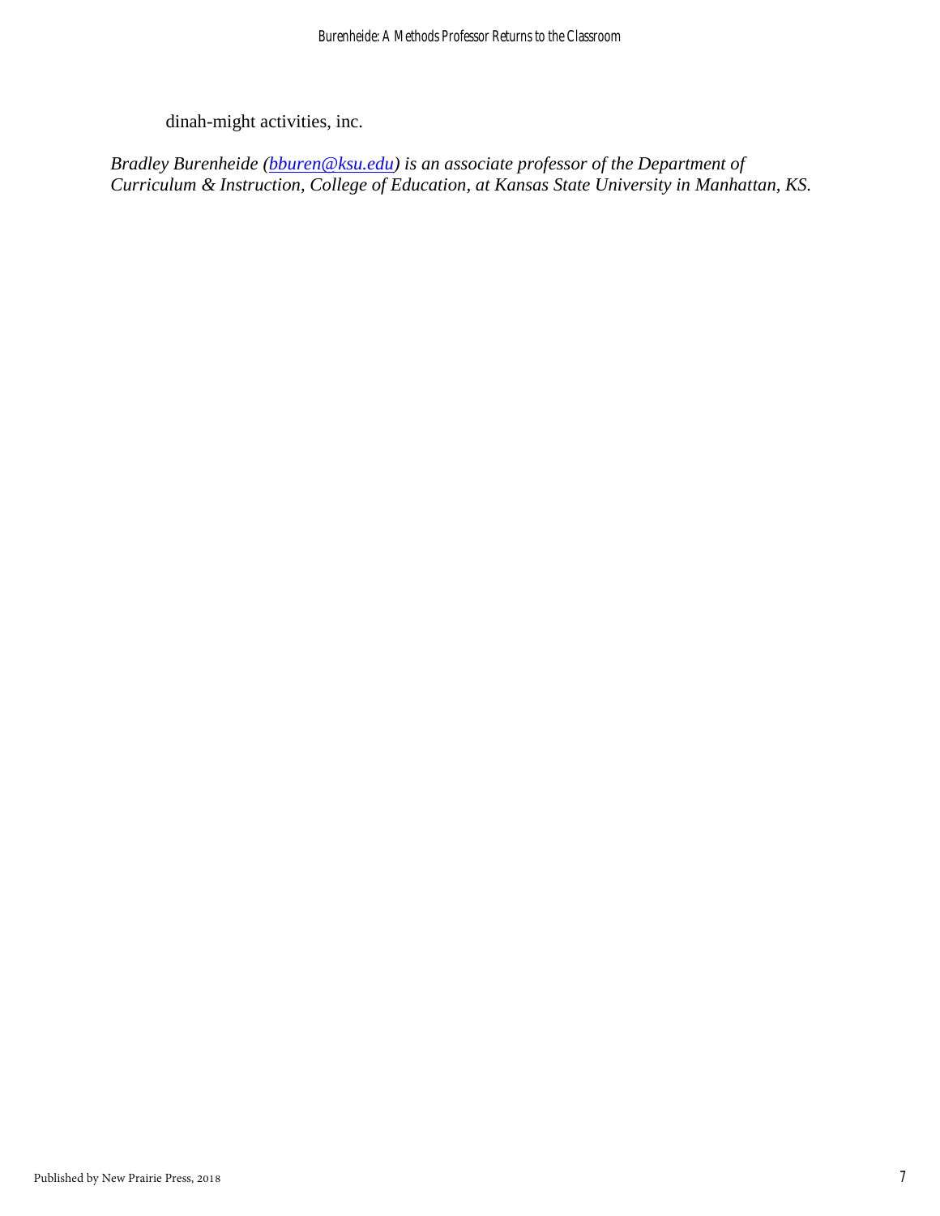dinah-might activities, inc.

*Bradley Burenheide ([bburen@ksu.edu](mailto:bburen@ksu.edu)) is an associate professor of the Department of Curriculum & Instruction, College of Education, at Kansas State University in Manhattan, KS.*